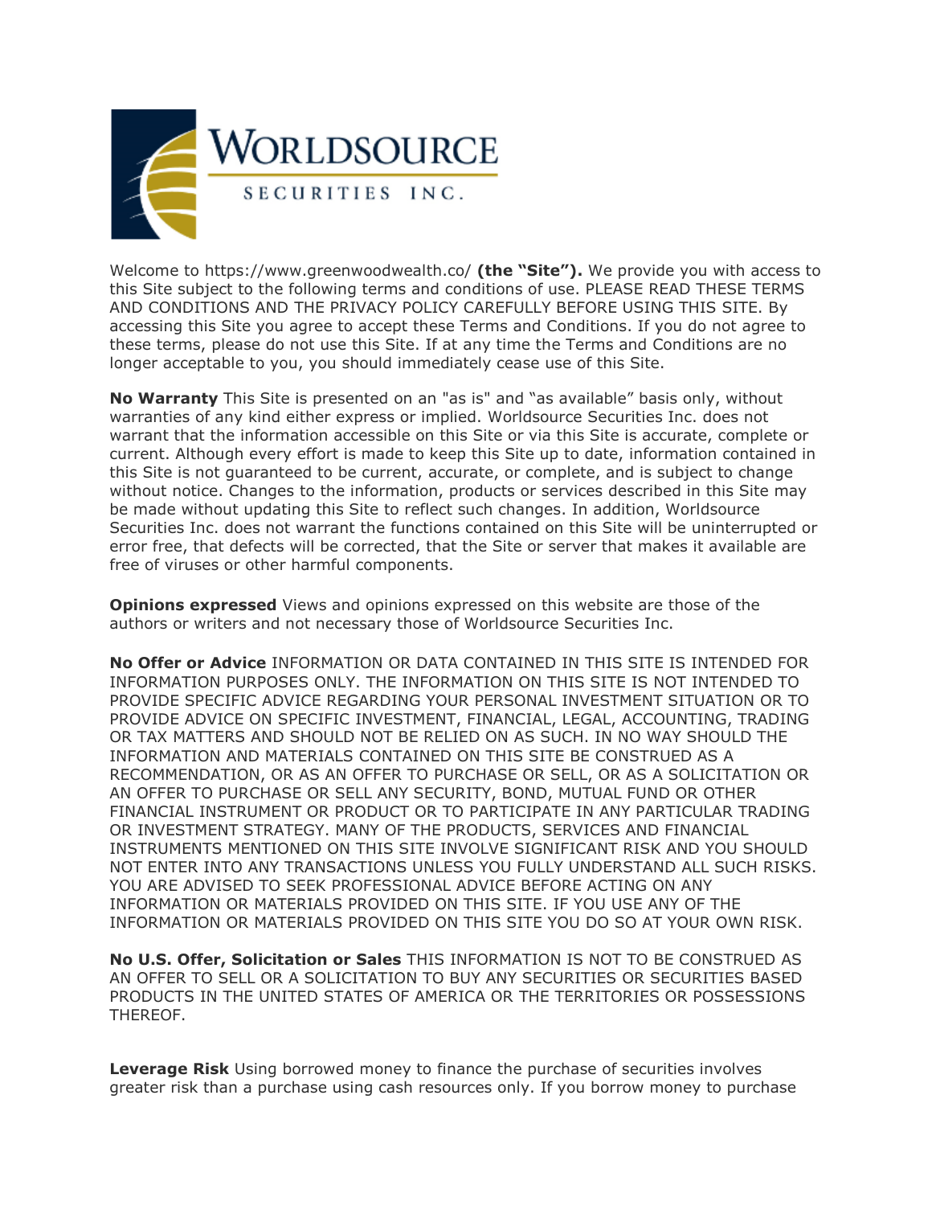WORLDSOURCE SECURITIES INC.

Welcome to https://www.greenwoodwealth.co/ **(the "Site").** We provide you with access to this Site subject to the following terms and conditions of use. PLEASE READ THESE TERMS AND CONDITIONS AND THE PRIVACY POLICY CAREFULLY BEFORE USING THIS SITE. By accessing this Site you agree to accept these Terms and Conditions. If you do not agree to these terms, please do not use this Site. If at any time the Terms and Conditions are no longer acceptable to you, you should immediately cease use of this Site.

**No Warranty** This Site is presented on an "as is" and "as available" basis only, without warranties of any kind either express or implied. Worldsource Securities Inc. does not warrant that the information accessible on this Site or via this Site is accurate, complete or current. Although every effort is made to keep this Site up to date, information contained in this Site is not guaranteed to be current, accurate, or complete, and is subject to change without notice. Changes to the information, products or services described in this Site may be made without updating this Site to reflect such changes. In addition, Worldsource Securities Inc. does not warrant the functions contained on this Site will be uninterrupted or error free, that defects will be corrected, that the Site or server that makes it available are free of viruses or other harmful components.

**Opinions expressed** Views and opinions expressed on this website are those of the authors or writers and not necessary those of Worldsource Securities Inc.

**No Offer or Advice** INFORMATION OR DATA CONTAINED IN THIS SITE IS INTENDED FOR INFORMATION PURPOSES ONLY. THE INFORMATION ON THIS SITE IS NOT INTENDED TO PROVIDE SPECIFIC ADVICE REGARDING YOUR PERSONAL INVESTMENT SITUATION OR TO PROVIDE ADVICE ON SPECIFIC INVESTMENT, FINANCIAL, LEGAL, ACCOUNTING, TRADING OR TAX MATTERS AND SHOULD NOT BE RELIED ON AS SUCH. IN NO WAY SHOULD THE INFORMATION AND MATERIALS CONTAINED ON THIS SITE BE CONSTRUED AS A RECOMMENDATION, OR AS AN OFFER TO PURCHASE OR SELL, OR AS A SOLICITATION OR AN OFFER TO PURCHASE OR SELL ANY SECURITY, BOND, MUTUAL FUND OR OTHER FINANCIAL INSTRUMENT OR PRODUCT OR TO PARTICIPATE IN ANY PARTICULAR TRADING OR INVESTMENT STRATEGY. MANY OF THE PRODUCTS, SERVICES AND FINANCIAL INSTRUMENTS MENTIONED ON THIS SITE INVOLVE SIGNIFICANT RISK AND YOU SHOULD NOT ENTER INTO ANY TRANSACTIONS UNLESS YOU FULLY UNDERSTAND ALL SUCH RISKS. YOU ARE ADVISED TO SEEK PROFESSIONAL ADVICE BEFORE ACTING ON ANY INFORMATION OR MATERIALS PROVIDED ON THIS SITE. IF YOU USE ANY OF THE INFORMATION OR MATERIALS PROVIDED ON THIS SITE YOU DO SO AT YOUR OWN RISK.

**No U.S. Offer, Solicitation or Sales** THIS INFORMATION IS NOT TO BE CONSTRUED AS AN OFFER TO SELL OR A SOLICITATION TO BUY ANY SECURITIES OR SECURITIES BASED PRODUCTS IN THE UNITED STATES OF AMERICA OR THE TERRITORIES OR POSSESSIONS THEREOF.

**Leverage Risk** Using borrowed money to finance the purchase of securities involves greater risk than a purchase using cash resources only. If you borrow money to purchase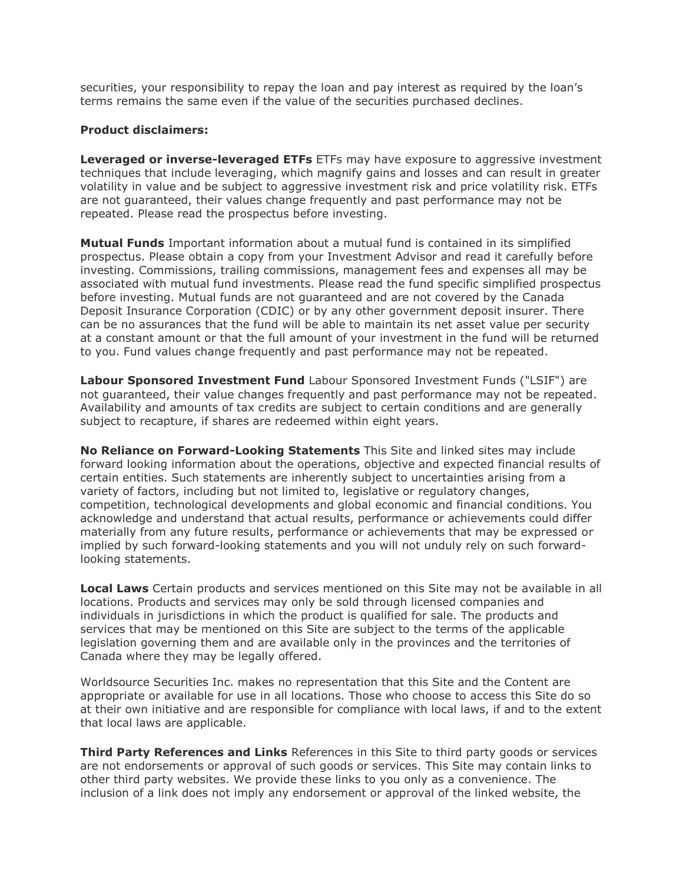securities, your responsibility to repay the loan and pay interest as required by the loan's terms remains the same even if the value of the securities purchased declines.

**Product disclaimers:**

**Leveraged or inverse-leveraged ETFs** ETFs may have exposure to aggressive investment techniques that include leveraging, which magnify gains and losses and can result in greater volatility in value and be subject to aggressive investment risk and price volatility risk. ETFs are not guaranteed, their values change frequently and past performance may not be repeated. Please read the prospectus before investing.

**Mutual Funds** Important information about a mutual fund is contained in its simplified prospectus. Please obtain a copy from your Investment Advisor and read it carefully before investing. Commissions, trailing commissions, management fees and expenses all may be associated with mutual fund investments. Please read the fund specific simplified prospectus before investing. Mutual funds are not guaranteed and are not covered by the Canada Deposit Insurance Corporation (CDIC) or by any other government deposit insurer. There can be no assurances that the fund will be able to maintain its net asset value per security at a constant amount or that the full amount of your investment in the fund will be returned to you. Fund values change frequently and past performance may not be repeated.

**Labour Sponsored Investment Fund** Labour Sponsored Investment Funds ("LSIF") are not guaranteed, their value changes frequently and past performance may not be repeated. Availability and amounts of tax credits are subject to certain conditions and are generally subject to recapture, if shares are redeemed within eight years.

**No Reliance on Forward-Looking Statements** This Site and linked sites may include forward looking information about the operations, objective and expected financial results of certain entities. Such statements are inherently subject to uncertainties arising from a variety of factors, including but not limited to, legislative or regulatory changes, competition, technological developments and global economic and financial conditions. You acknowledge and understand that actual results, performance or achievements could differ materially from any future results, performance or achievements that may be expressed or implied by such forward-looking statements and you will not unduly rely on such forward-looking statements.

**Local Laws** Certain products and services mentioned on this Site may not be available in all locations. Products and services may only be sold through licensed companies and individuals in jurisdictions in which the product is qualified for sale. The products and services that may be mentioned on this Site are subject to the terms of the applicable legislation governing them and are available only in the provinces and the territories of Canada where they may be legally offered.

Worldsource Securities Inc. makes no representation that this Site and the Content are appropriate or available for use in all locations. Those who choose to access this Site do so at their own initiative and are responsible for compliance with local laws, if and to the extent that local laws are applicable.

**Third Party References and Links** References in this Site to third party goods or services are not endorsements or approval of such goods or services. This Site may contain links to other third party websites. We provide these links to you only as a convenience. The inclusion of a link does not imply any endorsement or approval of the linked website, the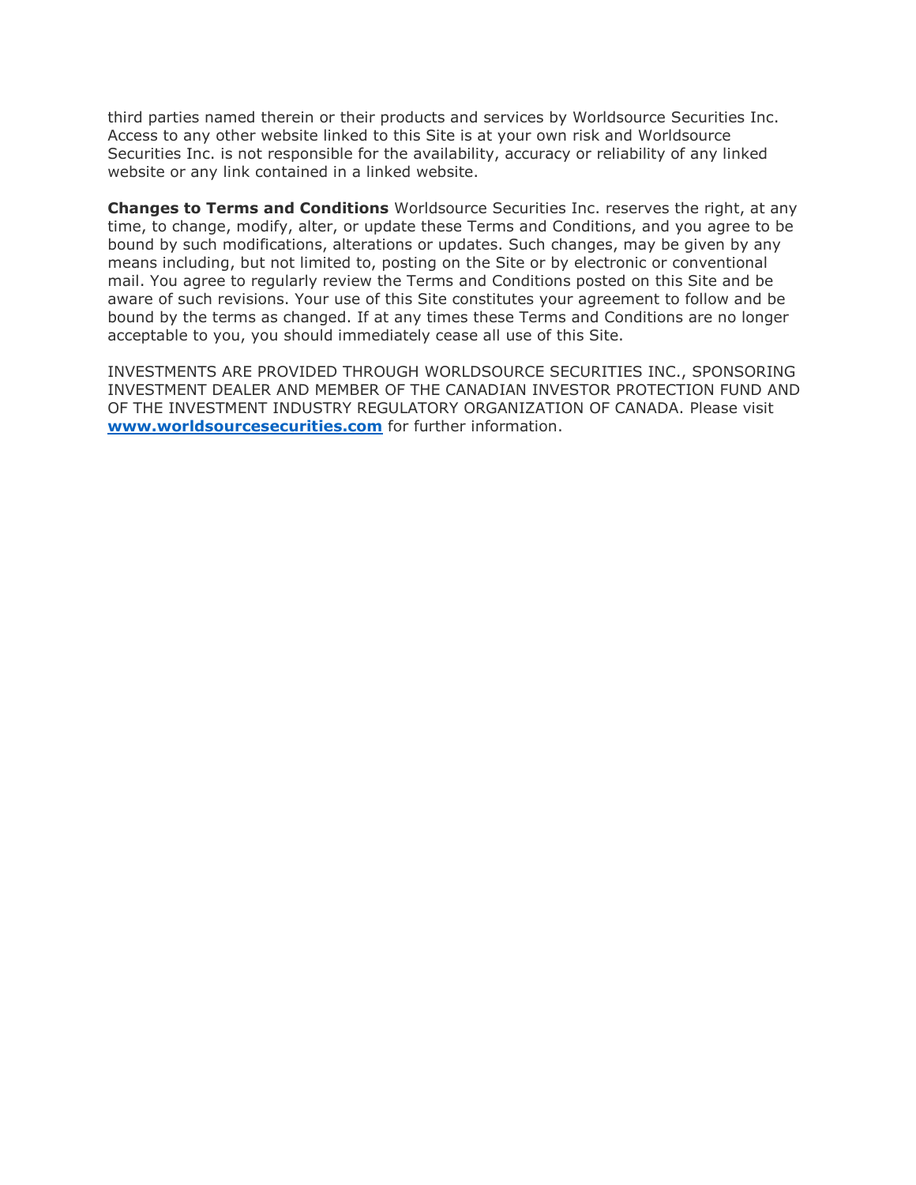third parties named therein or their products and services by Worldsource Securities Inc. Access to any other website linked to this Site is at your own risk and Worldsource Securities Inc. is not responsible for the availability, accuracy or reliability of any linked website or any link contained in a linked website.

**Changes to Terms and Conditions** Worldsource Securities Inc. reserves the right, at any time, to change, modify, alter, or update these Terms and Conditions, and you agree to be bound by such modifications, alterations or updates. Such changes, may be given by any means including, but not limited to, posting on the Site or by electronic or conventional mail. You agree to regularly review the Terms and Conditions posted on this Site and be aware of such revisions. Your use of this Site constitutes your agreement to follow and be bound by the terms as changed. If at any times these Terms and Conditions are no longer acceptable to you, you should immediately cease all use of this Site.

INVESTMENTS ARE PROVIDED THROUGH WORLDSOURCE SECURITIES INC., SPONSORING INVESTMENT DEALER AND MEMBER OF THE CANADIAN INVESTOR PROTECTION FUND AND OF THE INVESTMENT INDUSTRY REGULATORY ORGANIZATION OF CANADA. Please visit **www.worldsourcesecurities.com** for further information.